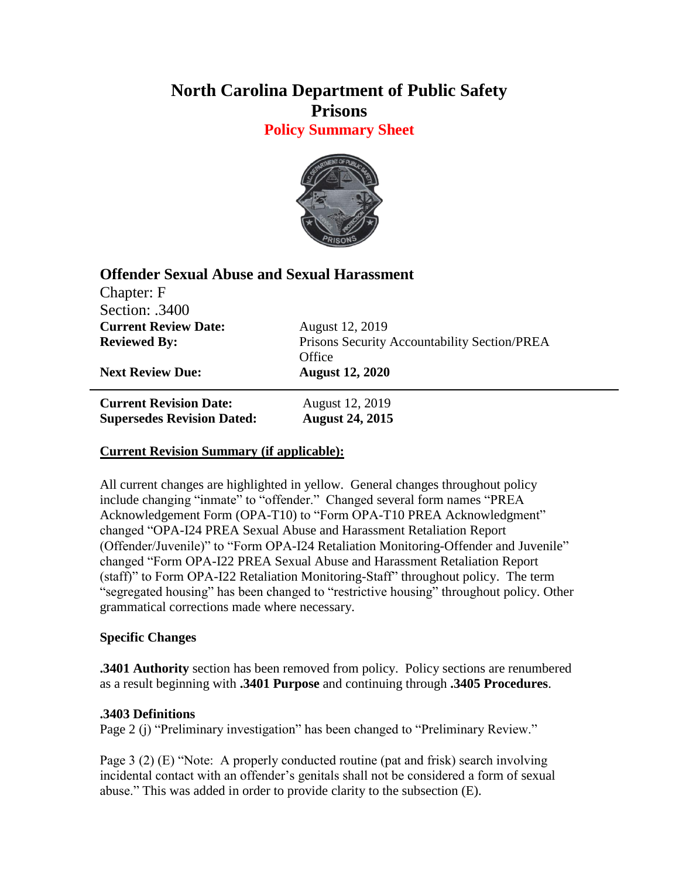# North Carolina Department of Public Safety
# Prisons
## Policy Summary Sheet

## Offender Sexual Abuse and Sexual Harassment

Chapter: F
Section: .3400

| | |
|---|---|
| **Current Review Date:** | August 12, 2019 |
| **Reviewed By:** | Prisons Security Accountability Section/PREA Office |
| **Next Review Due:** | **August 12, 2020** |

---

| | |
|---|---|
| **Current Revision Date:** | August 12, 2019 |
| **Supersedes Revision Dated:** | **August 24, 2015** |

**Current Revision Summary (if applicable):**

All current changes are highlighted in yellow. General changes throughout policy include changing "inmate" to "offender." Changed several form names "PREA Acknowledgement Form (OPA-T10) to "Form OPA-T10 PREA Acknowledgment" changed "OPA-I24 PREA Sexual Abuse and Harassment Retaliation Report (Offender/Juvenile)" to "Form OPA-I24 Retaliation Monitoring-Offender and Juvenile" changed "Form OPA-I22 PREA Sexual Abuse and Harassment Retaliation Report (staff)" to Form OPA-I22 Retaliation Monitoring-Staff" throughout policy. The term "segregated housing" has been changed to "restrictive housing" throughout policy. Other grammatical corrections made where necessary.

**Specific Changes**

**.3401 Authority** section has been removed from policy. Policy sections are renumbered as a result beginning with **.3401 Purpose** and continuing through **.3405 Procedures**.

**.3403 Definitions**
Page 2 (j) "Preliminary investigation" has been changed to "Preliminary Review."

Page 3 (2) (E) "Note: A properly conducted routine (pat and frisk) search involving incidental contact with an offender's genitals shall not be considered a form of sexual abuse." This was added in order to provide clarity to the subsection (E).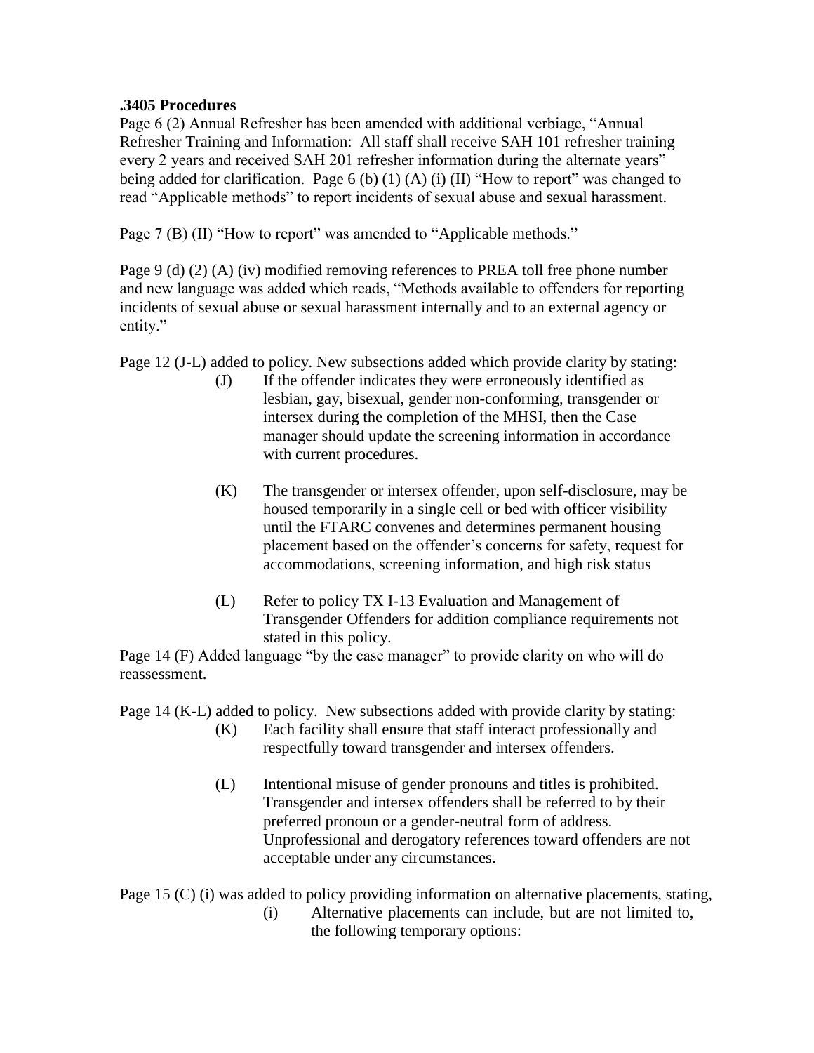**.3405 Procedures**

Page 6 (2) Annual Refresher has been amended with additional verbiage, "Annual Refresher Training and Information: All staff shall receive SAH 101 refresher training every 2 years and received SAH 201 refresher information during the alternate years" being added for clarification. Page 6 (b) (1) (A) (i) (II) "How to report" was changed to read "Applicable methods" to report incidents of sexual abuse and sexual harassment.

Page 7 (B) (II) "How to report" was amended to "Applicable methods."

Page 9 (d) (2) (A) (iv) modified removing references to PREA toll free phone number and new language was added which reads, "Methods available to offenders for reporting incidents of sexual abuse or sexual harassment internally and to an external agency or entity."

Page 12 (J-L) added to policy. New subsections added which provide clarity by stating:

> (J) If the offender indicates they were erroneously identified as lesbian, gay, bisexual, gender non-conforming, transgender or intersex during the completion of the MHSI, then the Case manager should update the screening information in accordance with current procedures.
>
> (K) The transgender or intersex offender, upon self-disclosure, may be housed temporarily in a single cell or bed with officer visibility until the FTARC convenes and determines permanent housing placement based on the offender's concerns for safety, request for accommodations, screening information, and high risk status
>
> (L) Refer to policy TX I-13 Evaluation and Management of Transgender Offenders for addition compliance requirements not stated in this policy.

Page 14 (F) Added language "by the case manager" to provide clarity on who will do reassessment.

Page 14 (K-L) added to policy. New subsections added with provide clarity by stating:

> (K) Each facility shall ensure that staff interact professionally and respectfully toward transgender and intersex offenders.
>
> (L) Intentional misuse of gender pronouns and titles is prohibited. Transgender and intersex offenders shall be referred to by their preferred pronoun or a gender-neutral form of address. Unprofessional and derogatory references toward offenders are not acceptable under any circumstances.

Page 15 (C) (i) was added to policy providing information on alternative placements, stating,

> (i) Alternative placements can include, but are not limited to, the following temporary options: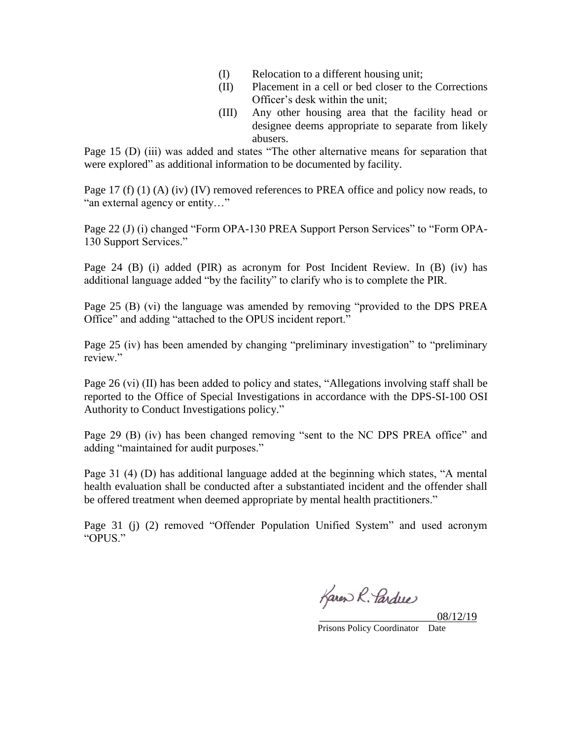(I) Relocation to a different housing unit;
(II) Placement in a cell or bed closer to the Corrections Officer's desk within the unit;
(III) Any other housing area that the facility head or designee deems appropriate to separate from likely abusers.

Page 15 (D) (iii) was added and states "The other alternative means for separation that were explored" as additional information to be documented by facility.

Page 17 (f) (1) (A) (iv) (IV) removed references to PREA office and policy now reads, to "an external agency or entity…"

Page 22 (J) (i) changed "Form OPA-130 PREA Support Person Services" to "Form OPA-130 Support Services."

Page 24 (B) (i) added (PIR) as acronym for Post Incident Review. In (B) (iv) has additional language added "by the facility" to clarify who is to complete the PIR.

Page 25 (B) (vi) the language was amended by removing "provided to the DPS PREA Office" and adding "attached to the OPUS incident report."

Page 25 (iv) has been amended by changing "preliminary investigation" to "preliminary review."

Page 26 (vi) (II) has been added to policy and states, "Allegations involving staff shall be reported to the Office of Special Investigations in accordance with the DPS-SI-100 OSI Authority to Conduct Investigations policy."

Page 29 (B) (iv) has been changed removing "sent to the NC DPS PREA office" and adding "maintained for audit purposes."

Page 31 (4) (D) has additional language added at the beginning which states, "A mental health evaluation shall be conducted after a substantiated incident and the offender shall be offered treatment when deemed appropriate by mental health practitioners."

Page 31 (j) (2) removed "Offender Population Unified System" and used acronym "OPUS."

Karen R. Pardue
_____________________08/12/19
Prisons Policy Coordinator Date